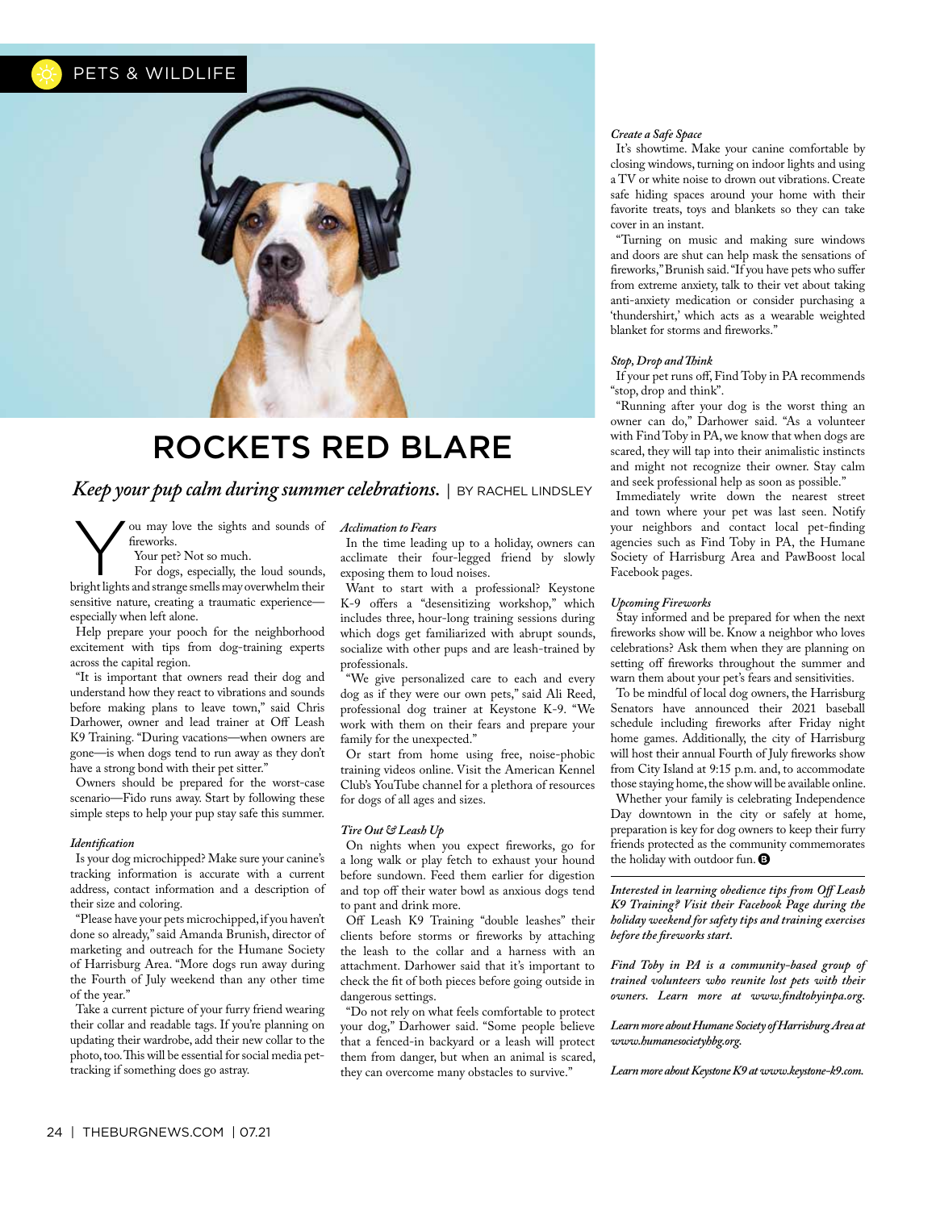PETS & WILDLIFE

# ROCKETS RED BLARE

*Keep your pup calm during summer celebrations.* | BY RACHEL LINDSLEY

You may love the sights and sounds of fireworks.

Your pet? Not so much.

For dogs, especially, the loud sounds, bright lights and strange smells may overwhelm their sensitive nature, creating a traumatic experience—especially when left alone.

Help prepare your pooch for the neighborhood excitement with tips from dog-training experts across the capital region.

"It is important that owners read their dog and understand how they react to vibrations and sounds before making plans to leave town," said Chris Darhower, owner and lead trainer at Off Leash K9 Training. "During vacations—when owners are gone—is when dogs tend to run away as they don't have a strong bond with their pet sitter."

Owners should be prepared for the worst-case scenario—Fido runs away. Start by following these simple steps to help your pup stay safe this summer.

### *Identification*

Is your dog microchipped? Make sure your canine's tracking information is accurate with a current address, contact information and a description of their size and coloring.

"Please have your pets microchipped, if you haven't done so already," said Amanda Brunish, director of marketing and outreach for the Humane Society of Harrisburg Area. "More dogs run away during the Fourth of July weekend than any other time of the year."

Take a current picture of your furry friend wearing their collar and readable tags. If you're planning on updating their wardrobe, add their new collar to the photo, too. This will be essential for social media pet-tracking if something does go astray.

### *Acclimation to Fears*

In the time leading up to a holiday, owners can acclimate their four-legged friend by slowly exposing them to loud noises.

Want to start with a professional? Keystone K-9 offers a "desensitizing workshop," which includes three, hour-long training sessions during which dogs get familiarized with abrupt sounds, socialize with other pups and are leash-trained by professionals.

"We give personalized care to each and every dog as if they were our own pets," said Ali Reed, professional dog trainer at Keystone K-9. "We work with them on their fears and prepare your family for the unexpected."

Or start from home using free, noise-phobic training videos online. Visit the American Kennel Club's YouTube channel for a plethora of resources for dogs of all ages and sizes.

### *Tire Out & Leash Up*

On nights when you expect fireworks, go for a long walk or play fetch to exhaust your hound before sundown. Feed them earlier for digestion and top off their water bowl as anxious dogs tend to pant and drink more.

Off Leash K9 Training "double leashes" their clients before storms or fireworks by attaching the leash to the collar and a harness with an attachment. Darhower said that it's important to check the fit of both pieces before going outside in dangerous settings.

"Do not rely on what feels comfortable to protect your dog," Darhower said. "Some people believe that a fenced-in backyard or a leash will protect them from danger, but when an animal is scared, they can overcome many obstacles to survive."

### *Create a Safe Space*

It's showtime. Make your canine comfortable by closing windows, turning on indoor lights and using a TV or white noise to drown out vibrations. Create safe hiding spaces around your home with their favorite treats, toys and blankets so they can take cover in an instant.

"Turning on music and making sure windows and doors are shut can help mask the sensations of fireworks," Brunish said. "If you have pets who suffer from extreme anxiety, talk to their vet about taking anti-anxiety medication or consider purchasing a 'thundershirt,' which acts as a wearable weighted blanket for storms and fireworks."

### *Stop, Drop and Think*

If your pet runs off, Find Toby in PA recommends "stop, drop and think".

"Running after your dog is the worst thing an owner can do," Darhower said. "As a volunteer with Find Toby in PA, we know that when dogs are scared, they will tap into their animalistic instincts and might not recognize their owner. Stay calm and seek professional help as soon as possible."

Immediately write down the nearest street and town where your pet was last seen. Notify your neighbors and contact local pet-finding agencies such as Find Toby in PA, the Humane Society of Harrisburg Area and PawBoost local Facebook pages.

### *Upcoming Fireworks*

Stay informed and be prepared for when the next fireworks show will be. Know a neighbor who loves celebrations? Ask them when they are planning on setting off fireworks throughout the summer and warn them about your pet's fears and sensitivities.

To be mindful of local dog owners, the Harrisburg Senators have announced their 2021 baseball schedule including fireworks after Friday night home games. Additionally, the city of Harrisburg will host their annual Fourth of July fireworks show from City Island at 9:15 p.m. and, to accommodate those staying home, the show will be available online.

Whether your family is celebrating Independence Day downtown in the city or safely at home, preparation is key for dog owners to keep their furry friends protected as the community commemorates the holiday with outdoor fun.

---

*Interested in learning obedience tips from Off Leash K9 Training? Visit their Facebook Page during the holiday weekend for safety tips and training exercises before the fireworks start.*

*Find Toby in PA is a community-based group of trained volunteers who reunite lost pets with their owners. Learn more at www.findtobyinpa.org.*

*Learn more about Humane Society of Harrisburg Area at www.humanesocietyhbg.org.*

*Learn more about Keystone K9 at www.keystone-k9.com.*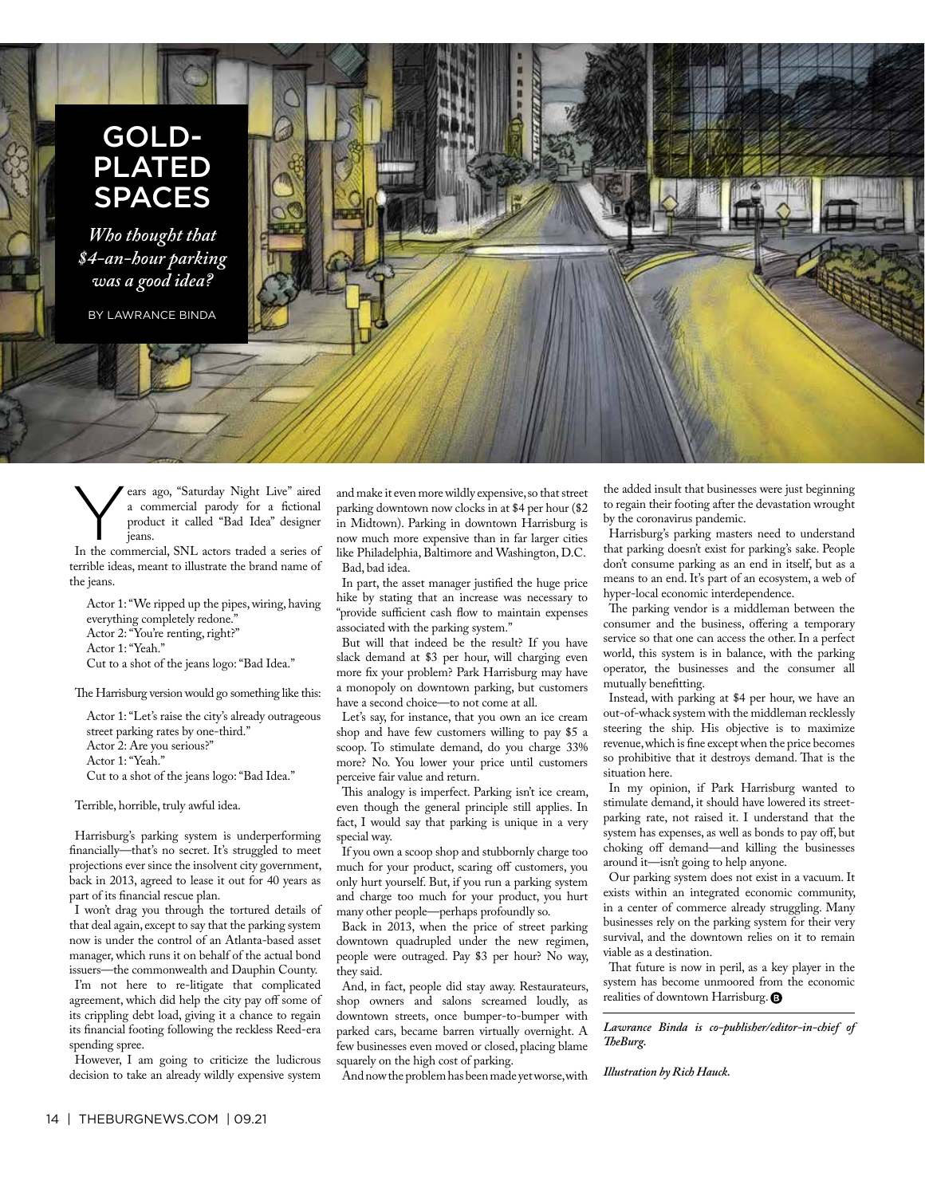# GOLD-PLATED SPACES

*Who thought that $4-an-hour parking was a good idea?*

BY LAWRANCE BINDA

Years ago, "Saturday Night Live" aired a commercial parody for a fictional product it called "Bad Idea" designer jeans.

In the commercial, SNL actors traded a series of terrible ideas, meant to illustrate the brand name of the jeans.

> Actor 1: "We ripped up the pipes, wiring, having everything completely redone."
> Actor 2: "You're renting, right?"
> Actor 1: "Yeah."
> Cut to a shot of the jeans logo: "Bad Idea."

The Harrisburg version would go something like this:

> Actor 1: "Let's raise the city's already outrageous street parking rates by one-third."
> Actor 2: Are you serious?"
> Actor 1: "Yeah."
> Cut to a shot of the jeans logo: "Bad Idea."

Terrible, horrible, truly awful idea.

Harrisburg's parking system is underperforming financially—that's no secret. It's struggled to meet projections ever since the insolvent city government, back in 2013, agreed to lease it out for 40 years as part of its financial rescue plan.

I won't drag you through the tortured details of that deal again, except to say that the parking system now is under the control of an Atlanta-based asset manager, which runs it on behalf of the actual bond issuers—the commonwealth and Dauphin County.

I'm not here to re-litigate that complicated agreement, which did help the city pay off some of its crippling debt load, giving it a chance to regain its financial footing following the reckless Reed-era spending spree.

However, I am going to criticize the ludicrous decision to take an already wildly expensive system and make it even more wildly expensive, so that street parking downtown now clocks in at $4 per hour ($2 in Midtown). Parking in downtown Harrisburg is now much more expensive than in far larger cities like Philadelphia, Baltimore and Washington, D.C.

Bad, bad idea.

In part, the asset manager justified the huge price hike by stating that an increase was necessary to "provide sufficient cash flow to maintain expenses associated with the parking system."

But will that indeed be the result? If you have slack demand at $3 per hour, will charging even more fix your problem? Park Harrisburg may have a monopoly on downtown parking, but customers have a second choice—to not come at all.

Let's say, for instance, that you own an ice cream shop and have few customers willing to pay $5 a scoop. To stimulate demand, do you charge 33% more? No. You lower your price until customers perceive fair value and return.

This analogy is imperfect. Parking isn't ice cream, even though the general principle still applies. In fact, I would say that parking is unique in a very special way.

If you own a scoop shop and stubbornly charge too much for your product, scaring off customers, you only hurt yourself. But, if you run a parking system and charge too much for your product, you hurt many other people—perhaps profoundly so.

Back in 2013, when the price of street parking downtown quadrupled under the new regimen, people were outraged. Pay $3 per hour? No way, they said.

And, in fact, people did stay away. Restaurateurs, shop owners and salons screamed loudly, as downtown streets, once bumper-to-bumper with parked cars, became barren virtually overnight. A few businesses even moved or closed, placing blame squarely on the high cost of parking.

And now the problem has been made yet worse, with the added insult that businesses were just beginning to regain their footing after the devastation wrought by the coronavirus pandemic.

Harrisburg's parking masters need to understand that parking doesn't exist for parking's sake. People don't consume parking as an end in itself, but as a means to an end. It's part of an ecosystem, a web of hyper-local economic interdependence.

The parking vendor is a middleman between the consumer and the business, offering a temporary service so that one can access the other. In a perfect world, this system is in balance, with the parking operator, the businesses and the consumer all mutually benefitting.

Instead, with parking at $4 per hour, we have an out-of-whack system with the middleman recklessly steering the ship. His objective is to maximize revenue, which is fine except when the price becomes so prohibitive that it destroys demand. That is the situation here.

In my opinion, if Park Harrisburg wanted to stimulate demand, it should have lowered its street-parking rate, not raised it. I understand that the system has expenses, as well as bonds to pay off, but choking off demand—and killing the businesses around it—isn't going to help anyone.

Our parking system does not exist in a vacuum. It exists within an integrated economic community, in a center of commerce already struggling. Many businesses rely on the parking system for their very survival, and the downtown relies on it to remain viable as a destination.

That future is now in peril, as a key player in the system has become unmoored from the economic realities of downtown Harrisburg.

---

***Lawrance Binda is co-publisher/editor-in-chief of TheBurg.***

***Illustration by Rich Hauck.***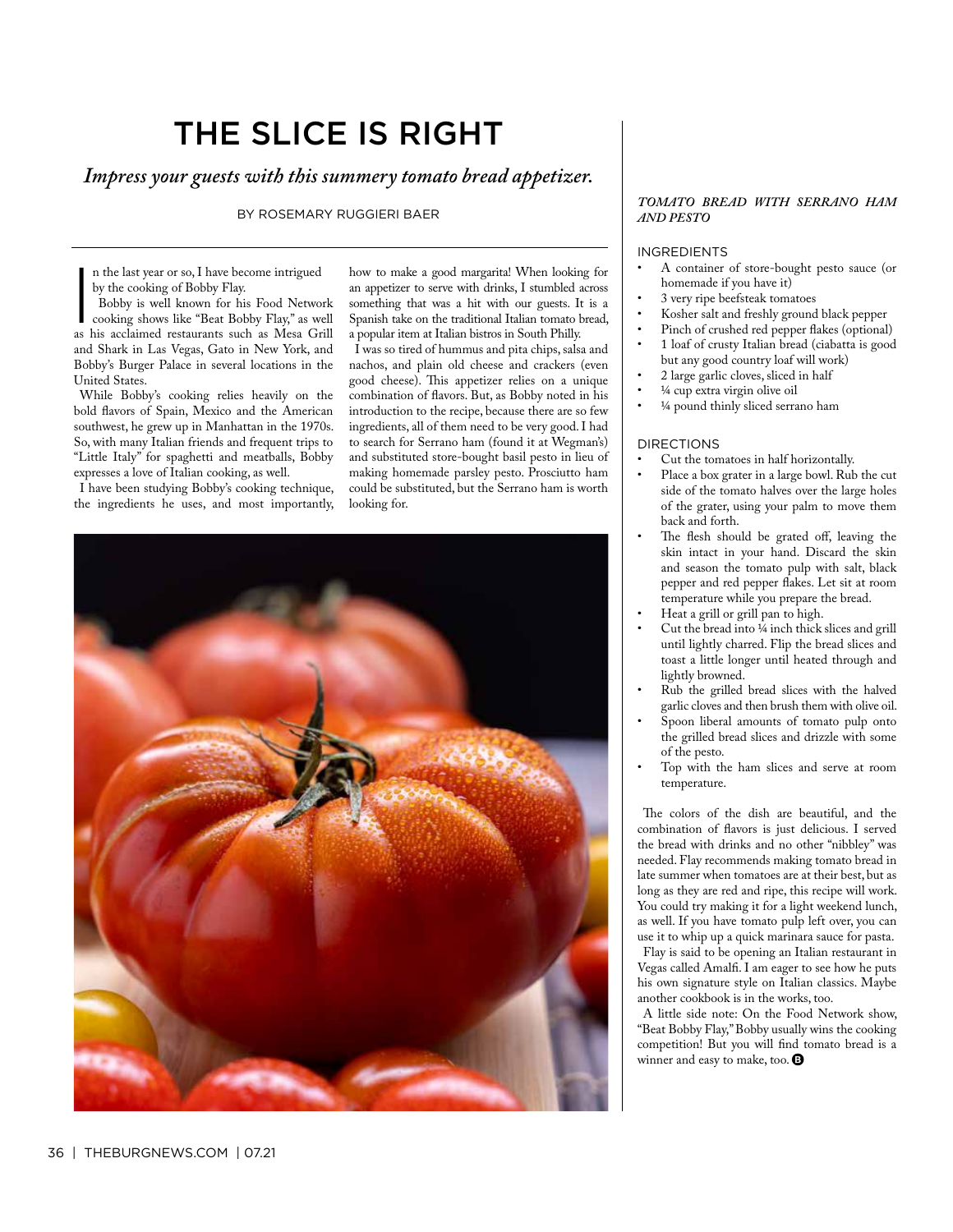# THE SLICE IS RIGHT

*Impress your guests with this summery tomato bread appetizer.*

BY ROSEMARY RUGGIERI BAER

In the last year or so, I have become intrigued by the cooking of Bobby Flay.

Bobby is well known for his Food Network cooking shows like "Beat Bobby Flay," as well as his acclaimed restaurants such as Mesa Grill and Shark in Las Vegas, Gato in New York, and Bobby's Burger Palace in several locations in the United States.

While Bobby's cooking relies heavily on the bold flavors of Spain, Mexico and the American southwest, he grew up in Manhattan in the 1970s. So, with many Italian friends and frequent trips to "Little Italy" for spaghetti and meatballs, Bobby expresses a love of Italian cooking, as well.

I have been studying Bobby's cooking technique, the ingredients he uses, and most importantly, how to make a good margarita! When looking for an appetizer to serve with drinks, I stumbled across something that was a hit with our guests. It is a Spanish take on the traditional Italian tomato bread, a popular item at Italian bistros in South Philly.

I was so tired of hummus and pita chips, salsa and nachos, and plain old cheese and crackers (even good cheese). This appetizer relies on a unique combination of flavors. But, as Bobby noted in his introduction to the recipe, because there are so few ingredients, all of them need to be very good. I had to search for Serrano ham (found it at Wegman's) and substituted store-bought basil pesto in lieu of making homemade parsley pesto. Prosciutto ham could be substituted, but the Serrano ham is worth looking for.

***TOMATO BREAD WITH SERRANO HAM AND PESTO***

INGREDIENTS

- A container of store-bought pesto sauce (or homemade if you have it)
- 3 very ripe beefsteak tomatoes
- Kosher salt and freshly ground black pepper
- Pinch of crushed red pepper flakes (optional)
- 1 loaf of crusty Italian bread (ciabatta is good but any good country loaf will work)
- 2 large garlic cloves, sliced in half
- ¼ cup extra virgin olive oil
- ¼ pound thinly sliced serrano ham

DIRECTIONS

- Cut the tomatoes in half horizontally.
- Place a box grater in a large bowl. Rub the cut side of the tomato halves over the large holes of the grater, using your palm to move them back and forth.
- The flesh should be grated off, leaving the skin intact in your hand. Discard the skin and season the tomato pulp with salt, black pepper and red pepper flakes. Let sit at room temperature while you prepare the bread.
- Heat a grill or grill pan to high.
- Cut the bread into ¼ inch thick slices and grill until lightly charred. Flip the bread slices and toast a little longer until heated through and lightly browned.
- Rub the grilled bread slices with the halved garlic cloves and then brush them with olive oil.
- Spoon liberal amounts of tomato pulp onto the grilled bread slices and drizzle with some of the pesto.
- Top with the ham slices and serve at room temperature.

The colors of the dish are beautiful, and the combination of flavors is just delicious. I served the bread with drinks and no other "nibbley" was needed. Flay recommends making tomato bread in late summer when tomatoes are at their best, but as long as they are red and ripe, this recipe will work. You could try making it for a light weekend lunch, as well. If you have tomato pulp left over, you can use it to whip up a quick marinara sauce for pasta.

Flay is said to be opening an Italian restaurant in Vegas called Amalfi. I am eager to see how he puts his own signature style on Italian classics. Maybe another cookbook is in the works, too.

A little side note: On the Food Network show, "Beat Bobby Flay," Bobby usually wins the cooking competition! But you will find tomato bread is a winner and easy to make, too.